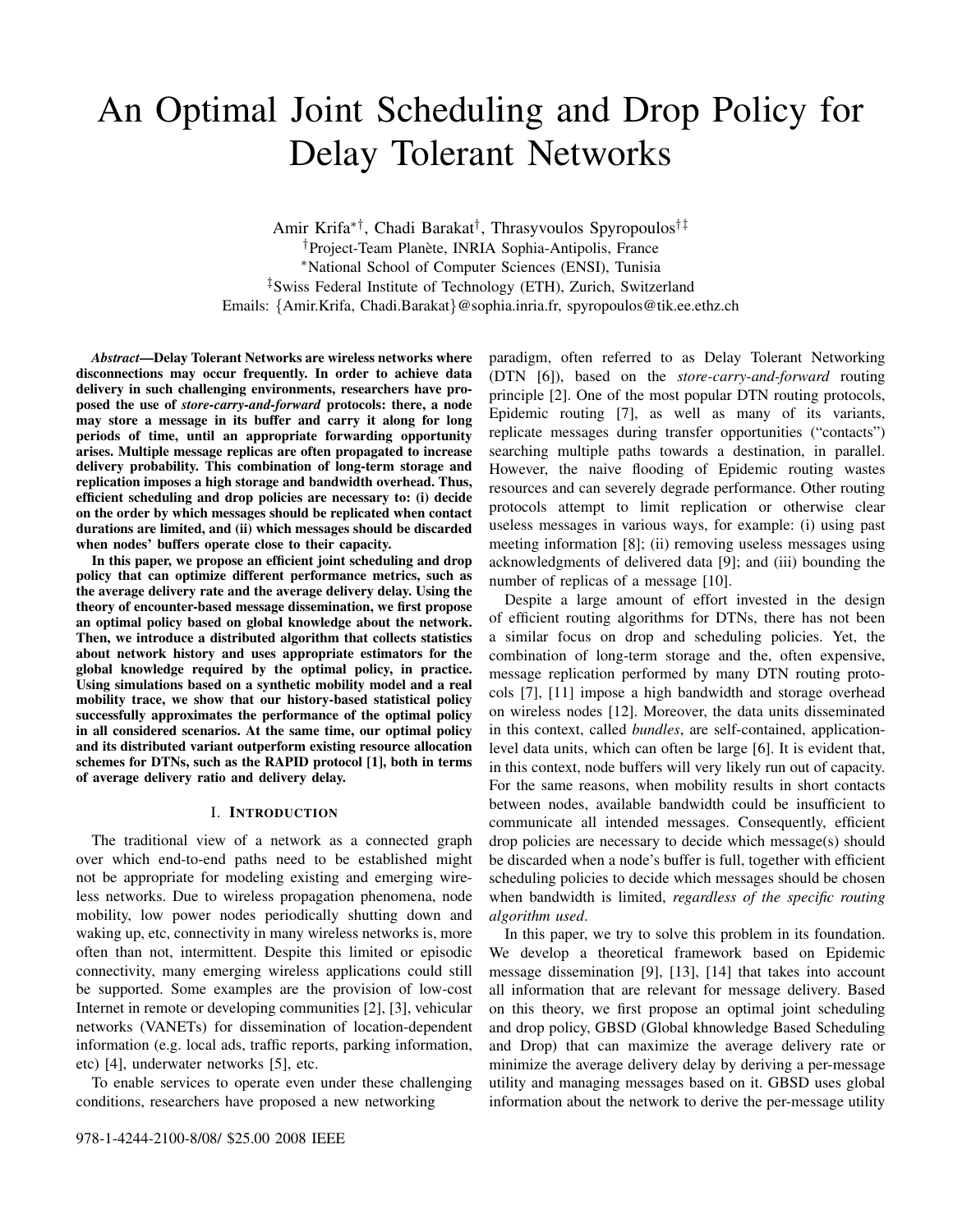# An Optimal Joint Scheduling and Drop Policy for Delay Tolerant Networks

Amir Krifa[∗†], Chadi Barakat[†], Thrasyvoulos Spyropoulos[†‡]

[†]Project-Team Planète, INRIA Sophia-Antipolis, France

[∗]National School of Computer Sciences (ENSI), Tunisia

[‡]Swiss Federal Institute of Technology (ETH), Zurich, Switzerland

Emails: {Amir.Krifa, Chadi.Barakat}@sophia.inria.fr, spyropoulos@tik.ee.ethz.ch

***Abstract*—Delay Tolerant Networks are wireless networks where disconnections may occur frequently. In order to achieve data delivery in such challenging environments, researchers have proposed the use of *store-carry-and-forward* protocols: there, a node may store a message in its buffer and carry it along for long periods of time, until an appropriate forwarding opportunity arises. Multiple message replicas are often propagated to increase delivery probability. This combination of long-term storage and replication imposes a high storage and bandwidth overhead. Thus, efficient scheduling and drop policies are necessary to: (i) decide on the order by which messages should be replicated when contact durations are limited, and (ii) which messages should be discarded when nodes' buffers operate close to their capacity.**

**In this paper, we propose an efficient joint scheduling and drop policy that can optimize different performance metrics, such as the average delivery rate and the average delivery delay. Using the theory of encounter-based message dissemination, we first propose an optimal policy based on global knowledge about the network. Then, we introduce a distributed algorithm that collects statistics about network history and uses appropriate estimators for the global knowledge required by the optimal policy, in practice. Using simulations based on a synthetic mobility model and a real mobility trace, we show that our history-based statistical policy successfully approximates the performance of the optimal policy in all considered scenarios. At the same time, our optimal policy and its distributed variant outperform existing resource allocation schemes for DTNs, such as the RAPID protocol [1], both in terms of average delivery ratio and average delivery delay.**

## I. Introduction

The traditional view of a network as a connected graph over which end-to-end paths need to be established might not be appropriate for modeling existing and emerging wireless networks. Due to wireless propagation phenomena, node mobility, low power nodes periodically shutting down and waking up, etc, connectivity in many wireless networks is, more often than not, intermittent. Despite this limited or episodic connectivity, many emerging wireless applications could still be supported. Some examples are the provision of low-cost Internet in remote or developing communities [2], [3], vehicular networks (VANETs) for dissemination of location-dependent information (e.g. local ads, traffic reports, parking information, etc) [4], underwater networks [5], etc.

To enable services to operate even under these challenging conditions, researchers have proposed a new networking paradigm, often referred to as Delay Tolerant Networking (DTN [6]), based on the *store-carry-and-forward* routing principle [2]. One of the most popular DTN routing protocols, Epidemic routing [7], as well as many of its variants, replicate messages during transfer opportunities ("contacts") searching multiple paths towards a destination, in parallel. However, the naive flooding of Epidemic routing wastes resources and can severely degrade performance. Other routing protocols attempt to limit replication or otherwise clear useless messages in various ways, for example: (i) using past meeting information [8]; (ii) removing useless messages using acknowledgments of delivered data [9]; and (iii) bounding the number of replicas of a message [10].

Despite a large amount of effort invested in the design of efficient routing algorithms for DTNs, there has not been a similar focus on drop and scheduling policies. Yet, the combination of long-term storage and the, often expensive, message replication performed by many DTN routing protocols [7], [11] impose a high bandwidth and storage overhead on wireless nodes [12]. Moreover, the data units disseminated in this context, called *bundles*, are self-contained, application-level data units, which can often be large [6]. It is evident that, in this context, node buffers will very likely run out of capacity. For the same reasons, when mobility results in short contacts between nodes, available bandwidth could be insufficient to communicate all intended messages. Consequently, efficient drop policies are necessary to decide which message(s) should be discarded when a node's buffer is full, together with efficient scheduling policies to decide which messages should be chosen when bandwidth is limited, *regardless of the specific routing algorithm used*.

In this paper, we try to solve this problem in its foundation. We develop a theoretical framework based on Epidemic message dissemination [9], [13], [14] that takes into account all information that are relevant for message delivery. Based on this theory, we first propose an optimal joint scheduling and drop policy, GBSD (Global khnowledge Based Scheduling and Drop) that can maximize the average delivery rate or minimize the average delivery delay by deriving a per-message utility and managing messages based on it. GBSD uses global information about the network to derive the per-message utility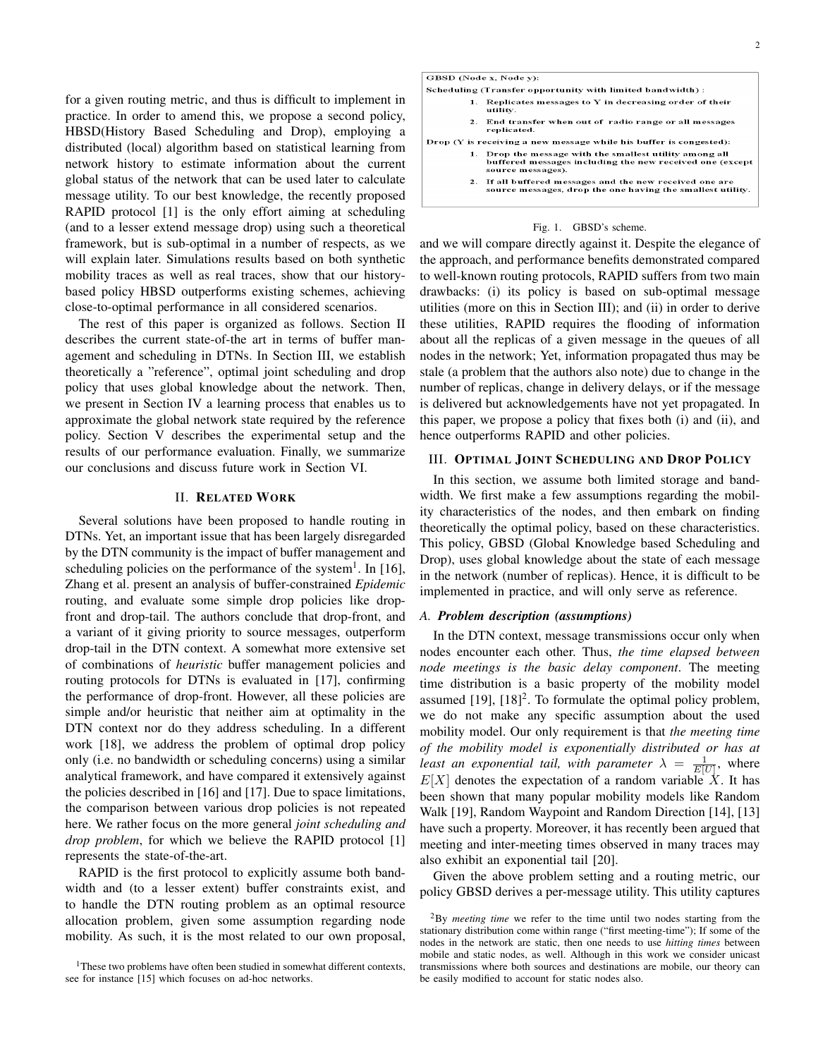for a given routing metric, and thus is difficult to implement in practice. In order to amend this, we propose a second policy, HBSD(History Based Scheduling and Drop), employing a distributed (local) algorithm based on statistical learning from network history to estimate information about the current global status of the network that can be used later to calculate message utility. To our best knowledge, the recently proposed RAPID protocol [1] is the only effort aiming at scheduling (and to a lesser extend message drop) using such a theoretical framework, but is sub-optimal in a number of respects, as we will explain later. Simulations results based on both synthetic mobility traces as well as real traces, show that our history-based policy HBSD outperforms existing schemes, achieving close-to-optimal performance in all considered scenarios.

The rest of this paper is organized as follows. Section II describes the current state-of-the art in terms of buffer management and scheduling in DTNs. In Section III, we establish theoretically a "reference", optimal joint scheduling and drop policy that uses global knowledge about the network. Then, we present in Section IV a learning process that enables us to approximate the global network state required by the reference policy. Section V describes the experimental setup and the results of our performance evaluation. Finally, we summarize our conclusions and discuss future work in Section VI.

## II. Related Work

Several solutions have been proposed to handle routing in DTNs. Yet, an important issue that has been largely disregarded by the DTN community is the impact of buffer management and scheduling policies on the performance of the system[1]. In [16], Zhang et al. present an analysis of buffer-constrained *Epidemic* routing, and evaluate some simple drop policies like drop-front and drop-tail. The authors conclude that drop-front, and a variant of it giving priority to source messages, outperform drop-tail in the DTN context. A somewhat more extensive set of combinations of *heuristic* buffer management policies and routing protocols for DTNs is evaluated in [17], confirming the performance of drop-front. However, all these policies are simple and/or heuristic that neither aim at optimality in the DTN context nor do they address scheduling. In a different work [18], we address the problem of optimal drop policy only (i.e. no bandwidth or scheduling concerns) using a similar analytical framework, and have compared it extensively against the policies described in [16] and [17]. Due to space limitations, the comparison between various drop policies is not repeated here. We rather focus on the more general *joint scheduling and drop problem*, for which we believe the RAPID protocol [1] represents the state-of-the-art.

RAPID is the first protocol to explicitly assume both bandwidth and (to a lesser extent) buffer constraints exist, and to handle the DTN routing problem as an optimal resource allocation problem, given some assumption regarding node mobility. As such, it is the most related to our own proposal, and we will compare directly against it. Despite the elegance of the approach, and performance benefits demonstrated compared to well-known routing protocols, RAPID suffers from two main drawbacks: (i) its policy is based on sub-optimal message utilities (more on this in Section III); and (ii) in order to derive these utilities, RAPID requires the flooding of information about all the replicas of a given message in the queues of all nodes in the network; Yet, information propagated thus may be stale (a problem that the authors also note) due to change in the number of replicas, change in delivery delays, or if the message is delivered but acknowledgements have not yet propagated. In this paper, we propose a policy that fixes both (i) and (ii), and hence outperforms RAPID and other policies.

[1]These two problems have often been studied in somewhat different contexts, see for instance [15] which focuses on ad-hoc networks.

**GBSD (Node x, Node y):**

**Scheduling (Transfer opportunity with limited bandwidth) :**

1. Replicates messages to Y in decreasing order of their utility.
2. End transfer when out of radio range or all messages replicated.

**Drop (Y is receiving a new message while his buffer is congested):**

1. Drop the message with the smallest utility among all buffered messages including the new received one (except source messages).
2. If all buffered messages and the new received one are source messages, drop the one having the smallest utility.

Fig. 1. GBSD's scheme.

## III. Optimal Joint Scheduling and Drop Policy

In this section, we assume both limited storage and bandwidth. We first make a few assumptions regarding the mobility characteristics of the nodes, and then embark on finding theoretically the optimal policy, based on these characteristics. This policy, GBSD (Global Knowledge based Scheduling and Drop), uses global knowledge about the state of each message in the network (number of replicas). Hence, it is difficult to be implemented in practice, and will only serve as reference.

### A. Problem description (assumptions)

In the DTN context, message transmissions occur only when nodes encounter each other. Thus, *the time elapsed between node meetings is the basic delay component*. The meeting time distribution is a basic property of the mobility model assumed [19], [18][2]. To formulate the optimal policy problem, we do not make any specific assumption about the used mobility model. Our only requirement is that *the meeting time of the mobility model is exponentially distributed or has at least an exponential tail, with parameter* $\lambda = \frac{1}{E[U]}$, where $E[X]$ denotes the expectation of a random variable $X$. It has been shown that many popular mobility models like Random Walk [19], Random Waypoint and Random Direction [14], [13] have such a property. Moreover, it has recently been argued that meeting and inter-meeting times observed in many traces may also exhibit an exponential tail [20].

Given the above problem setting and a routing metric, our policy GBSD derives a per-message utility. This utility captures

[2]By *meeting time* we refer to the time until two nodes starting from the stationary distribution come within range ("first meeting-time"); If some of the nodes in the network are static, then one needs to use *hitting times* between mobile and static nodes, as well. Although in this work we consider unicast transmissions where both sources and destinations are mobile, our theory can be easily modified to account for static nodes also.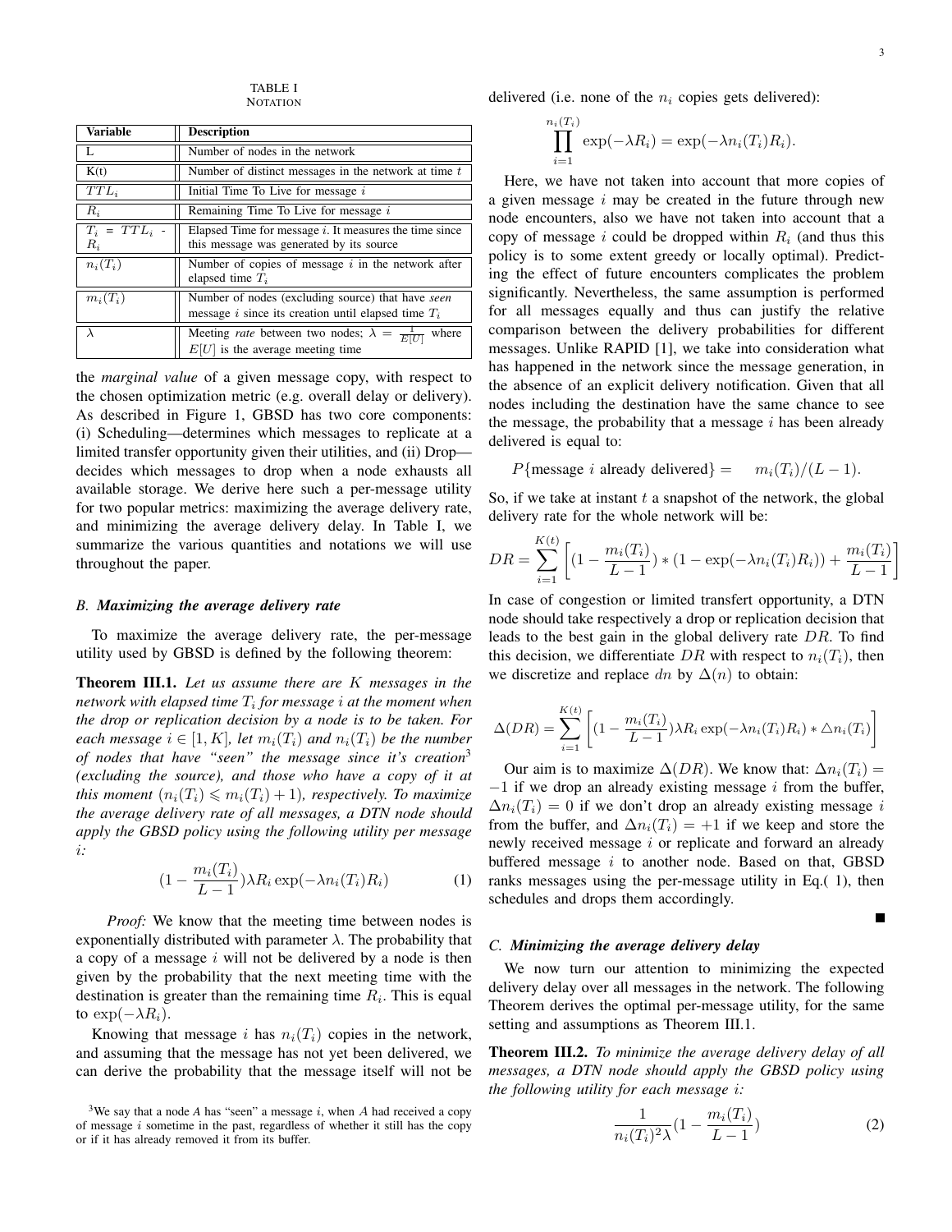TABLE I
NOTATION

| Variable | Description |
|---|---|
| L | Number of nodes in the network |
| K(t) | Number of distinct messages in the network at time $t$ |
| $TTL_i$ | Initial Time To Live for message $i$ |
| $R_i$ | Remaining Time To Live for message $i$ |
| $T_i = TTL_i - R_i$ | Elapsed Time for message $i$. It measures the time since this message was generated by its source |
| $n_i(T_i)$ | Number of copies of message $i$ in the network after elapsed time $T_i$ |
| $m_i(T_i)$ | Number of nodes (excluding source) that have *seen* message $i$ since its creation until elapsed time $T_i$ |
| $\lambda$ | Meeting *rate* between two nodes; $\lambda = \frac{1}{E[U]}$ where $E[U]$ is the average meeting time |

the *marginal value* of a given message copy, with respect to the chosen optimization metric (e.g. overall delay or delivery). As described in Figure 1, GBSD has two core components: (i) Scheduling—determines which messages to replicate at a limited transfer opportunity given their utilities, and (ii) Drop—decides which messages to drop when a node exhausts all available storage. We derive here such a per-message utility for two popular metrics: maximizing the average delivery rate, and minimizing the average delivery delay. In Table I, we summarize the various quantities and notations we will use throughout the paper.

### B. Maximizing the average delivery rate

To maximize the average delivery rate, the per-message utility used by GBSD is defined by the following theorem:

**Theorem III.1.** *Let us assume there are $K$ messages in the network with elapsed time $T_i$ for message $i$ at the moment when the drop or replication decision by a node is to be taken. For each message $i \in [1, K]$, let $m_i(T_i)$ and $n_i(T_i)$ be the number of nodes that have "seen" the message since it's creation*[3] *(excluding the source), and those who have a copy of it at this moment ($n_i(T_i) \leqslant m_i(T_i) + 1$), respectively. To maximize the average delivery rate of all messages, a DTN node should apply the GBSD policy using the following utility per message $i$:*

$$(1 - \frac{m_i(T_i)}{L-1})\lambda R_i \exp(-\lambda n_i(T_i) R_i) \quad (1)$$

*Proof:* We know that the meeting time between nodes is exponentially distributed with parameter $\lambda$. The probability that a copy of a message $i$ will not be delivered by a node is then given by the probability that the next meeting time with the destination is greater than the remaining time $R_i$. This is equal to $\exp(-\lambda R_i)$.

Knowing that message $i$ has $n_i(T_i)$ copies in the network, and assuming that the message has not yet been delivered, we can derive the probability that the message itself will not be delivered (i.e. none of the $n_i$ copies gets delivered):

$$\prod_{i=1}^{n_i(T_i)} \exp(-\lambda R_i) = \exp(-\lambda n_i(T_i) R_i).$$

Here, we have not taken into account that more copies of a given message $i$ may be created in the future through new node encounters, also we have not taken into account that a copy of message $i$ could be dropped within $R_i$ (and thus this policy is to some extent greedy or locally optimal). Predicting the effect of future encounters complicates the problem significantly. Nevertheless, the same assumption is performed for all messages equally and thus can justify the relative comparison between the delivery probabilities for different messages. Unlike RAPID [1], we take into consideration what has happened in the network since the message generation, in the absence of an explicit delivery notification. Given that all nodes including the destination have the same chance to see the message, the probability that a message $i$ has been already delivered is equal to:

$$P\{\text{message } i \text{ already delivered}\} = \quad m_i(T_i)/(L-1).$$

So, if we take at instant $t$ a snapshot of the network, the global delivery rate for the whole network will be:

$$DR = \sum_{i=1}^{K(t)} \left[ (1 - \frac{m_i(T_i)}{L-1}) * (1 - \exp(-\lambda n_i(T_i) R_i)) + \frac{m_i(T_i)}{L-1} \right]$$

In case of congestion or limited transfert opportunity, a DTN node should take respectively a drop or replication decision that leads to the best gain in the global delivery rate $DR$. To find this decision, we differentiate $DR$ with respect to $n_i(T_i)$, then we discretize and replace $dn$ by $\Delta(n)$ to obtain:

$$\Delta(DR) = \sum_{i=1}^{K(t)} \left[ (1 - \frac{m_i(T_i)}{L-1}) \lambda R_i \exp(-\lambda n_i(T_i) R_i) * \triangle n_i(T_i) \right]$$

Our aim is to maximize $\Delta(DR)$. We know that: $\Delta n_i(T_i) = -1$ if we drop an already existing message $i$ from the buffer, $\Delta n_i(T_i) = 0$ if we don't drop an already existing message $i$ from the buffer, and $\Delta n_i(T_i) = +1$ if we keep and store the newly received message $i$ or replicate and forward an already buffered message $i$ to another node. Based on that, GBSD ranks messages using the per-message utility in Eq.( 1), then schedules and drops them accordingly. ∎

### C. Minimizing the average delivery delay

We now turn our attention to minimizing the expected delivery delay over all messages in the network. The following Theorem derives the optimal per-message utility, for the same setting and assumptions as Theorem III.1.

**Theorem III.2.** *To minimize the average delivery delay of all messages, a DTN node should apply the GBSD policy using the following utility for each message $i$:*

$$\frac{1}{n_i(T_i)^2 \lambda}(1 - \frac{m_i(T_i)}{L-1}) \quad (2)$$

[3] We say that a node *A* has "seen" a message $i$, when *A* had received a copy of message $i$ sometime in the past, regardless of whether it still has the copy or if it has already removed it from its buffer.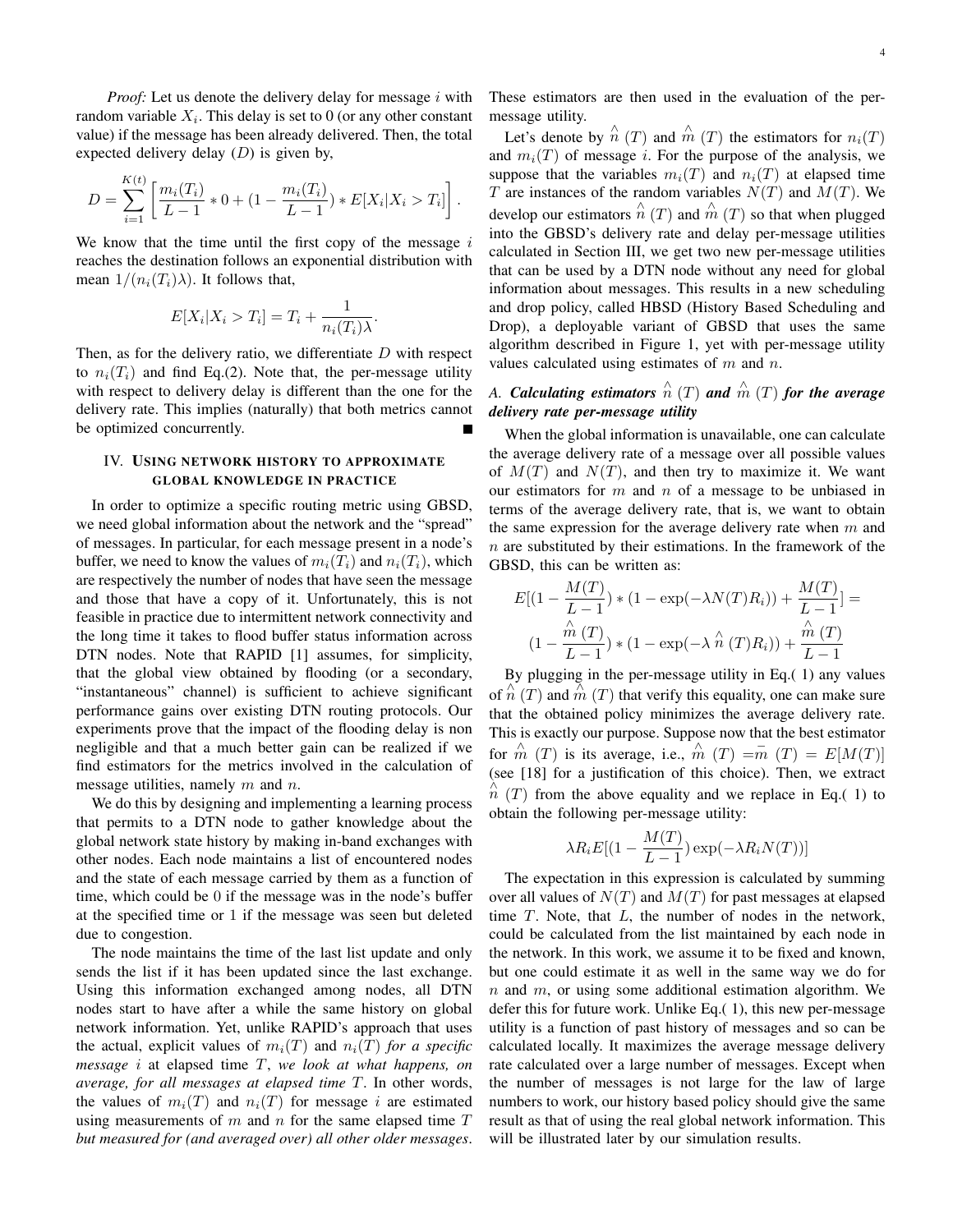*Proof:* Let us denote the delivery delay for message $i$ with random variable $X_i$. This delay is set to 0 (or any other constant value) if the message has been already delivered. Then, the total expected delivery delay ($D$) is given by,

$$D = \sum_{i=1}^{K(t)} \left[ \frac{m_i(T_i)}{L-1} * 0 + (1 - \frac{m_i(T_i)}{L-1}) * E[X_i | X_i > T_i] \right].$$

We know that the time until the first copy of the message $i$ reaches the destination follows an exponential distribution with mean $1/(n_i(T_i)\lambda)$. It follows that,

$$E[X_i | X_i > T_i] = T_i + \frac{1}{n_i(T_i)\lambda}.$$

Then, as for the delivery ratio, we differentiate $D$ with respect to $n_i(T_i)$ and find Eq.(2). Note that, the per-message utility with respect to delivery delay is different than the one for the delivery rate. This implies (naturally) that both metrics cannot be optimized concurrently. ∎

## IV. Using network history to approximate global knowledge in practice

In order to optimize a specific routing metric using GBSD, we need global information about the network and the "spread" of messages. In particular, for each message present in a node's buffer, we need to know the values of $m_i(T_i)$ and $n_i(T_i)$, which are respectively the number of nodes that have seen the message and those that have a copy of it. Unfortunately, this is not feasible in practice due to intermittent network connectivity and the long time it takes to flood buffer status information across DTN nodes. Note that RAPID [1] assumes, for simplicity, that the global view obtained by flooding (or a secondary, "instantaneous" channel) is sufficient to achieve significant performance gains over existing DTN routing protocols. Our experiments prove that the impact of the flooding delay is non negligible and that a much better gain can be realized if we find estimators for the metrics involved in the calculation of message utilities, namely $m$ and $n$.

We do this by designing and implementing a learning process that permits to a DTN node to gather knowledge about the global network state history by making in-band exchanges with other nodes. Each node maintains a list of encountered nodes and the state of each message carried by them as a function of time, which could be 0 if the message was in the node's buffer at the specified time or 1 if the message was seen but deleted due to congestion.

The node maintains the time of the last list update and only sends the list if it has been updated since the last exchange. Using this information exchanged among nodes, all DTN nodes start to have after a while the same history on global network information. Yet, unlike RAPID's approach that uses the actual, explicit values of $m_i(T)$ and $n_i(T)$ *for a specific message* $i$ at elapsed time $T$, *we look at what happens, on average, for all messages at elapsed time* $T$. In other words, the values of $m_i(T)$ and $n_i(T)$ for message $i$ are estimated using measurements of $m$ and $n$ for the same elapsed time $T$ *but measured for (and averaged over) all other older messages*. These estimators are then used in the evaluation of the per-message utility.

Let's denote by $\hat{n}(T)$ and $\hat{m}(T)$ the estimators for $n_i(T)$ and $m_i(T)$ of message $i$. For the purpose of the analysis, we suppose that the variables $m_i(T)$ and $n_i(T)$ at elapsed time $T$ are instances of the random variables $N(T)$ and $M(T)$. We develop our estimators $\hat{n}(T)$ and $\hat{m}(T)$ so that when plugged into the GBSD's delivery rate and delay per-message utilities calculated in Section III, we get two new per-message utilities that can be used by a DTN node without any need for global information about messages. This results in a new scheduling and drop policy, called HBSD (History Based Scheduling and Drop), a deployable variant of GBSD that uses the same algorithm described in Figure 1, yet with per-message utility values calculated using estimates of $m$ and $n$.

### A. Calculating estimators $\hat{n}(T)$ and $\hat{m}(T)$ for the average delivery rate per-message utility

When the global information is unavailable, one can calculate the average delivery rate of a message over all possible values of $M(T)$ and $N(T)$, and then try to maximize it. We want our estimators for $m$ and $n$ of a message to be unbiased in terms of the average delivery rate, that is, we want to obtain the same expression for the average delivery rate when $m$ and $n$ are substituted by their estimations. In the framework of the GBSD, this can be written as:

$$E[(1 - \frac{M(T)}{L-1}) * (1 - \exp(-\lambda N(T) R_i)) + \frac{M(T)}{L-1}] =$$
$$(1 - \frac{\hat{m}(T)}{L-1}) * (1 - \exp(-\lambda \hat{n}(T) R_i)) + \frac{\hat{m}(T)}{L-1}$$

By plugging in the per-message utility in Eq.( 1) any values of $\hat{n}(T)$ and $\hat{m}(T)$ that verify this equality, one can make sure that the obtained policy minimizes the average delivery rate. This is exactly our purpose. Suppose now that the best estimator for $\hat{m}(T)$ is its average, i.e., $\hat{m}(T) = \bar{m}(T) = E[M(T)]$ (see [18] for a justification of this choice). Then, we extract $\hat{n}(T)$ from the above equality and we replace in Eq.( 1) to obtain the following per-message utility:

$$\lambda R_i E[(1 - \frac{M(T)}{L-1}) \exp(-\lambda R_i N(T))]$$

The expectation in this expression is calculated by summing over all values of $N(T)$ and $M(T)$ for past messages at elapsed time $T$. Note, that $L$, the number of nodes in the network, could be calculated from the list maintained by each node in the network. In this work, we assume it to be fixed and known, but one could estimate it as well in the same way we do for $n$ and $m$, or using some additional estimation algorithm. We defer this for future work. Unlike Eq.( 1), this new per-message utility is a function of past history of messages and so can be calculated locally. It maximizes the average message delivery rate calculated over a large number of messages. Except when the number of messages is not large for the law of large numbers to work, our history based policy should give the same result as that of using the real global network information. This will be illustrated later by our simulation results.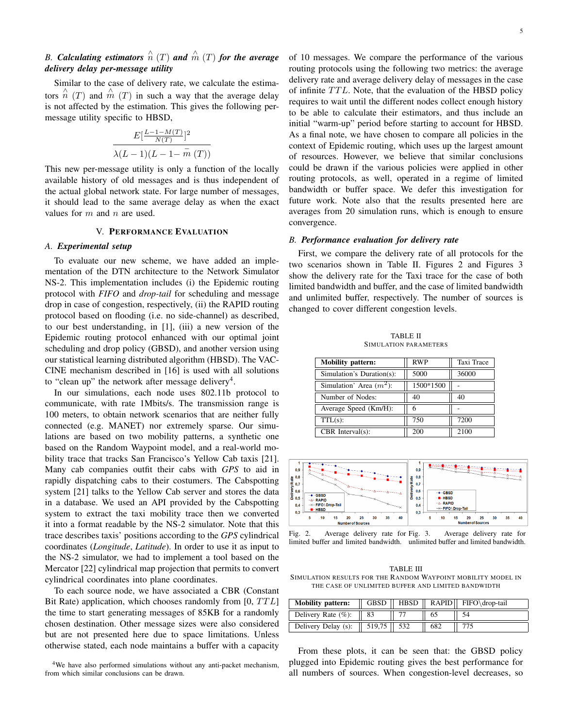### B. *Calculating estimators $\hat{n}(T)$ and $\hat{m}(T)$ for the average delivery delay per-message utility*

Similar to the case of delivery rate, we calculate the estimators $\hat{n}(T)$ and $\hat{m}(T)$ in such a way that the average delay is not affected by the estimation. This gives the following per-message utility specific to HBSD,

$$\frac{E[\frac{L-1-M(T)}{N(T)}]^2}{\lambda(L-1)(L-1-\bar{m}(T))}$$

This new per-message utility is only a function of the locally available history of old messages and is thus independent of the actual global network state. For large number of messages, it should lead to the same average delay as when the exact values for $m$ and $n$ are used.

## V. Performance Evaluation

### A. *Experimental setup*

To evaluate our new scheme, we have added an implementation of the DTN architecture to the Network Simulator NS-2. This implementation includes (i) the Epidemic routing protocol with *FIFO* and *drop-tail* for scheduling and message drop in case of congestion, respectively, (ii) the RAPID routing protocol based on flooding (i.e. no side-channel) as described, to our best understanding, in [1], (iii) a new version of the Epidemic routing protocol enhanced with our optimal joint scheduling and drop policy (GBSD), and another version using our statistical learning distributed algorithm (HBSD). The VACCINE mechanism described in [16] is used with all solutions to "clean up" the network after message delivery[4].

In our simulations, each node uses 802.11b protocol to communicate, with rate 1Mbits/s. The transmission range is 100 meters, to obtain network scenarios that are neither fully connected (e.g. MANET) nor extremely sparse. Our simulations are based on two mobility patterns, a synthetic one based on the Random Waypoint model, and a real-world mobility trace that tracks San Francisco's Yellow Cab taxis [21]. Many cab companies outfit their cabs with *GPS* to aid in rapidly dispatching cabs to their costumers. The Cabspotting system [21] talks to the Yellow Cab server and stores the data in a database. We used an API provided by the Cabspotting system to extract the taxi mobility trace then we converted it into a format readable by the NS-2 simulator. Note that this trace describes taxis' positions according to the *GPS* cylindrical coordinates (*Longitude*, *Latitude*). In order to use it as input to the NS-2 simulator, we had to implement a tool based on the Mercator [22] cylindrical map projection that permits to convert cylindrical coordinates into plane coordinates.

To each source node, we have associated a CBR (Constant Bit Rate) application, which chooses randomly from [0, $TTL$] the time to start generating messages of 85KB for a randomly chosen destination. Other message sizes were also considered but are not presented here due to space limitations. Unless otherwise stated, each node maintains a buffer with a capacity of 10 messages. We compare the performance of the various routing protocols using the following two metrics: the average delivery rate and average delivery delay of messages in the case of infinite $TTL$. Note, that the evaluation of the HBSD policy requires to wait until the different nodes collect enough history to be able to calculate their estimators, and thus include an initial "warm-up" period before starting to account for HBSD. As a final note, we have chosen to compare all policies in the context of Epidemic routing, which uses up the largest amount of resources. However, we believe that similar conclusions could be drawn if the various policies were applied in other routing protocols, as well, operated in a regime of limited bandwidth or buffer space. We defer this investigation for future work. Note also that the results presented here are averages from 20 simulation runs, which is enough to ensure convergence.

[4] We have also performed simulations without any anti-packet mechanism, from which similar conclusions can be drawn.

### B. *Performance evaluation for delivery rate*

First, we compare the delivery rate of all protocols for the two scenarios shown in Table II. Figures 2 and Figures 3 show the delivery rate for the Taxi trace for the case of both limited bandwidth and buffer, and the case of limited bandwidth and unlimited buffer, respectively. The number of sources is changed to cover different congestion levels.

TABLE II
Simulation Parameters

| Mobility pattern: | RWP | Taxi Trace |
|---|---|---|
| Simulation's Duration(s): | 5000 | 36000 |
| Simulation' Area ($m^2$): | 1500*1500 | - |
| Number of Nodes: | 40 | 40 |
| Average Speed (Km/H): | 6 | - |
| TTL(s): | 750 | 7200 |
| CBR Interval(s): | 200 | 2100 |

Fig. 2. Average delivery rate for limited buffer and limited bandwidth.

Fig. 3. Average delivery rate for unlimited buffer and limited bandwidth.

TABLE III
Simulation results for the Random Waypoint mobility model in the case of unlimited buffer and limited bandwidth

| Mobility pattern: | GBSD | HBSD | RAPID | FIFO\drop-tail |
|---|---|---|---|---|
| Delivery Rate (%): | 83 | 77 | 65 | 54 |
| Delivery Delay (s): | 519,75 | 532 | 682 | 775 |

From these plots, it can be seen that: the GBSD policy plugged into Epidemic routing gives the best performance for all numbers of sources. When congestion-level decreases, so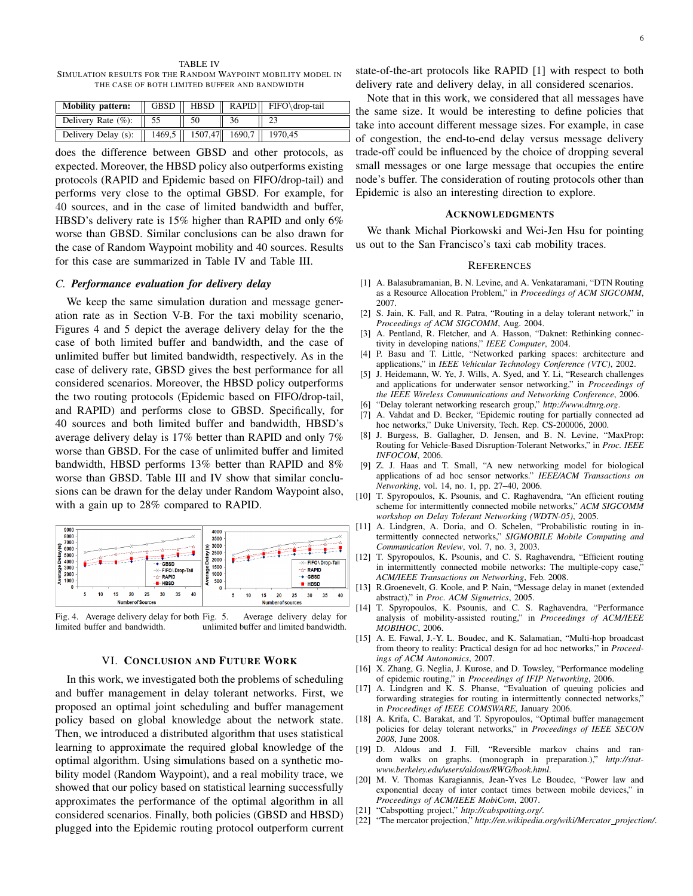TABLE IV
SIMULATION RESULTS FOR THE RANDOM WAYPOINT MOBILITY MODEL IN THE CASE OF BOTH LIMITED BUFFER AND BANDWIDTH

| Mobility pattern: | GBSD | HBSD | RAPID | FIFO\drop-tail |
|---|---|---|---|---|
| Delivery Rate (%): | 55 | 50 | 36 | 23 |
| Delivery Delay (s): | 1469,5 | 1507,47 | 1690,7 | 1970,45 |

does the difference between GBSD and other protocols, as expected. Moreover, the HBSD policy also outperforms existing protocols (RAPID and Epidemic based on FIFO/drop-tail) and performs very close to the optimal GBSD. For example, for 40 sources, and in the case of limited bandwidth and buffer, HBSD's delivery rate is 15% higher than RAPID and only 6% worse than GBSD. Similar conclusions can be also drawn for the case of Random Waypoint mobility and 40 sources. Results for this case are summarized in Table IV and Table III.

### C. *Performance evaluation for delivery delay*

We keep the same simulation duration and message generation rate as in Section V-B. For the taxi mobility scenario, Figures 4 and 5 depict the average delivery delay for the the case of both limited buffer and bandwidth, and the case of unlimited buffer but limited bandwidth, respectively. As in the case of delivery rate, GBSD gives the best performance for all considered scenarios. Moreover, the HBSD policy outperforms the two routing protocols (Epidemic based on FIFO/drop-tail, and RAPID) and performs close to GBSD. Specifically, for 40 sources and both limited buffer and bandwidth, HBSD's average delivery delay is 17% better than RAPID and only 7% worse than GBSD. For the case of unlimited buffer and limited bandwidth, HBSD performs 13% better than RAPID and 8% worse than GBSD. Table III and IV show that similar conclusions can be drawn for the delay under Random Waypoint also, with a gain up to 28% compared to RAPID.

Average Delay (s)
9000
8000
7000
6000
5000
4000
3000
2000
1000
0
5 10 15 20 25 30 35 40
Number of Sources
GBSD
FIFO\Drop-Tail
RAPID
HBSD

Fig. 4. Average delivery delay for both limited buffer and bandwidth.

Average Delay (s)
4000
3500
3000
2500
2000
1500
1000
500
0
5 10 15 20 25 30 35 40
Number of sources
FIFO\Drop-Tail
RAPID
GBSD
HBSD

Fig. 5. Average delivery delay for unlimited buffer and limited bandwidth.

## VI. CONCLUSION AND FUTURE WORK

In this work, we investigated both the problems of scheduling and buffer management in delay tolerant networks. First, we proposed an optimal joint scheduling and buffer management policy based on global knowledge about the network state. Then, we introduced a distributed algorithm that uses statistical learning to approximate the required global knowledge of the optimal algorithm. Using simulations based on a synthetic mobility model (Random Waypoint), and a real mobility trace, we showed that our policy based on statistical learning successfully approximates the performance of the optimal algorithm in all considered scenarios. Finally, both policies (GBSD and HBSD) plugged into the Epidemic routing protocol outperform current state-of-the-art protocols like RAPID [1] with respect to both delivery rate and delivery delay, in all considered scenarios.

Note that in this work, we considered that all messages have the same size. It would be interesting to define policies that take into account different message sizes. For example, in case of congestion, the end-to-end delay versus message delivery trade-off could be influenced by the choice of dropping several small messages or one large message that occupies the entire node's buffer. The consideration of routing protocols other than Epidemic is also an interesting direction to explore.

## ACKNOWLEDGMENTS

We thank Michal Piorkowski and Wei-Jen Hsu for pointing us out to the San Francisco's taxi cab mobility traces.

## REFERENCES

[1] A. Balasubramanian, B. N. Levine, and A. Venkataramani, "DTN Routing as a Resource Allocation Problem," in *Proceedings of ACM SIGCOMM*, 2007.

[2] S. Jain, K. Fall, and R. Patra, "Routing in a delay tolerant network," in *Proceedings of ACM SIGCOMM*, Aug. 2004.

[3] A. Pentland, R. Fletcher, and A. Hasson, "Daknet: Rethinking connectivity in developing nations," *IEEE Computer*, 2004.

[4] P. Basu and T. Little, "Networked parking spaces: architecture and applications," in *IEEE Vehicular Technology Conference (VTC)*, 2002.

[5] J. Heidemann, W. Ye, J. Wills, A. Syed, and Y. Li, "Research challenges and applications for underwater sensor networking," in *Proceedings of the IEEE Wireless Communications and Networking Conference*, 2006.

[6] "Delay tolerant networking research group," *http://www.dtnrg.org*.

[7] A. Vahdat and D. Becker, "Epidemic routing for partially connected ad hoc networks," Duke University, Tech. Rep. CS-200006, 2000.

[8] J. Burgess, B. Gallagher, D. Jensen, and B. N. Levine, "MaxProp: Routing for Vehicle-Based Disruption-Tolerant Networks," in *Proc. IEEE INFOCOM*, 2006.

[9] Z. J. Haas and T. Small, "A new networking model for biological applications of ad hoc sensor networks." *IEEE/ACM Transactions on Networking*, vol. 14, no. 1, pp. 27–40, 2006.

[10] T. Spyropoulos, K. Psounis, and C. Raghavendra, "An efficient routing scheme for intermittently connected mobile networks," *ACM SIGCOMM workshop on Delay Tolerant Networking (WDTN-05)*, 2005.

[11] A. Lindgren, A. Doria, and O. Schelen, "Probabilistic routing in intermittently connected networks," *SIGMOBILE Mobile Computing and Communication Review*, vol. 7, no. 3, 2003.

[12] T. Spyropoulos, K. Psounis, and C. S. Raghavendra, "Efficient routing in intermittently connected mobile networks: The multiple-copy case," *ACM/IEEE Transactions on Networking*, Feb. 2008.

[13] R.Groenevelt, G. Koole, and P. Nain, "Message delay in manet (extended abstract)," in *Proc. ACM Sigmetrics*, 2005.

[14] T. Spyropoulos, K. Psounis, and C. S. Raghavendra, "Performance analysis of mobility-assisted routing," in *Proceedings of ACM/IEEE MOBIHOC*, 2006.

[15] A. E. Fawal, J.-Y. L. Boudec, and K. Salamatian, "Multi-hop broadcast from theory to reality: Practical design for ad hoc networks," in *Proceedings of ACM Autonomics*, 2007.

[16] X. Zhang, G. Neglia, J. Kurose, and D. Towsley, "Performance modeling of epidemic routing," in *Proceedings of IFIP Networking*, 2006.

[17] A. Lindgren and K. S. Phanse, "Evaluation of queuing policies and forwarding strategies for routing in intermittently connected networks," in *Proceedings of IEEE COMSWARE*, January 2006.

[18] A. Krifa, C. Barakat, and T. Spyropoulos, "Optimal buffer management policies for delay tolerant networks," in *Proceedings of IEEE SECON 2008*, June 2008.

[19] D. Aldous and J. Fill, "Reversible markov chains and random walks on graphs. (monograph in preparation.)," *http://stat-www.berkeley.edu/users/aldous/RWG/book.html*.

[20] M. V. Thomas Karagiannis, Jean-Yves Le Boudec, "Power law and exponential decay of inter contact times between mobile devices," in *Proceedings of ACM/IEEE MobiCom*, 2007.

[21] "Cabspotting project," *http://cabspotting.org/*.

[22] "The mercator projection," *http://en.wikipedia.org/wiki/Mercator_projection/*.